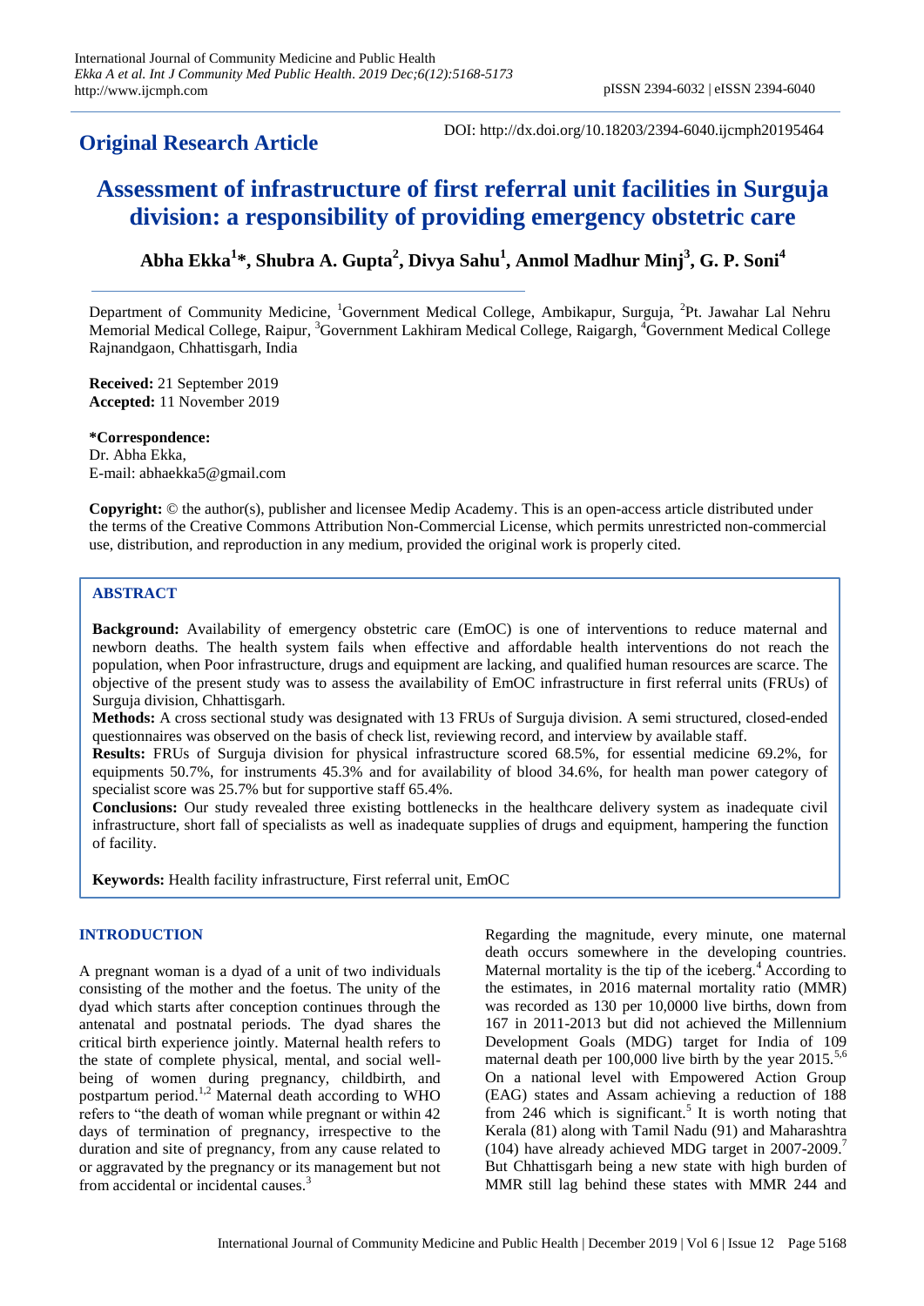**Original Research Article**

DOI: http://dx.doi.org/10.18203/2394-6040.ijcmph20195464

# Assessment of infrastructure of first referral unit facilities in Surguja division: a responsibility of providing emergency obstetric care

**Abha Ekka[1]*, Shubra A. Gupta[2], Divya Sahu[1], Anmol Madhur Minj[3], G. P. Soni[4]**

Department of Community Medicine, [1]Government Medical College, Ambikapur, Surguja, [2]Pt. Jawahar Lal Nehru Memorial Medical College, Raipur, [3]Government Lakhiram Medical College, Raigargh, [4]Government Medical College Rajnandgaon, Chhattisgarh, India

**Received:** 21 September 2019
**Accepted:** 11 November 2019

***Correspondence:**
Dr. Abha Ekka,
E-mail: abhaekka5@gmail.com

**Copyright:** © the author(s), publisher and licensee Medip Academy. This is an open-access article distributed under the terms of the Creative Commons Attribution Non-Commercial License, which permits unrestricted non-commercial use, distribution, and reproduction in any medium, provided the original work is properly cited.

## ABSTRACT

**Background:** Availability of emergency obstetric care (EmOC) is one of interventions to reduce maternal and newborn deaths. The health system fails when effective and affordable health interventions do not reach the population, when Poor infrastructure, drugs and equipment are lacking, and qualified human resources are scarce. The objective of the present study was to assess the availability of EmOC infrastructure in first referral units (FRUs) of Surguja division, Chhattisgarh.

**Methods:** A cross sectional study was designated with 13 FRUs of Surguja division. A semi structured, closed-ended questionnaires was observed on the basis of check list, reviewing record, and interview by available staff.

**Results:** FRUs of Surguja division for physical infrastructure scored 68.5%, for essential medicine 69.2%, for equipments 50.7%, for instruments 45.3% and for availability of blood 34.6%, for health man power category of specialist score was 25.7% but for supportive staff 65.4%.

**Conclusions:** Our study revealed three existing bottlenecks in the healthcare delivery system as inadequate civil infrastructure, short fall of specialists as well as inadequate supplies of drugs and equipment, hampering the function of facility.

**Keywords:** Health facility infrastructure, First referral unit, EmOC

## INTRODUCTION

A pregnant woman is a dyad of a unit of two individuals consisting of the mother and the foetus. The unity of the dyad which starts after conception continues through the antenatal and postnatal periods. The dyad shares the critical birth experience jointly. Maternal health refers to the state of complete physical, mental, and social well-being of women during pregnancy, childbirth, and postpartum period.[1,2] Maternal death according to WHO refers to "the death of woman while pregnant or within 42 days of termination of pregnancy, irrespective to the duration and site of pregnancy, from any cause related to or aggravated by the pregnancy or its management but not from accidental or incidental causes.[3]

Regarding the magnitude, every minute, one maternal death occurs somewhere in the developing countries. Maternal mortality is the tip of the iceberg.[4] According to the estimates, in 2016 maternal mortality ratio (MMR) was recorded as 130 per 10,0000 live births, down from 167 in 2011-2013 but did not achieved the Millennium Development Goals (MDG) target for India of 109 maternal death per 100,000 live birth by the year 2015.[5,6] On a national level with Empowered Action Group (EAG) states and Assam achieving a reduction of 188 from 246 which is significant.[5] It is worth noting that Kerala (81) along with Tamil Nadu (91) and Maharashtra (104) have already achieved MDG target in 2007-2009.[7] But Chhattisgarh being a new state with high burden of MMR still lag behind these states with MMR 244 and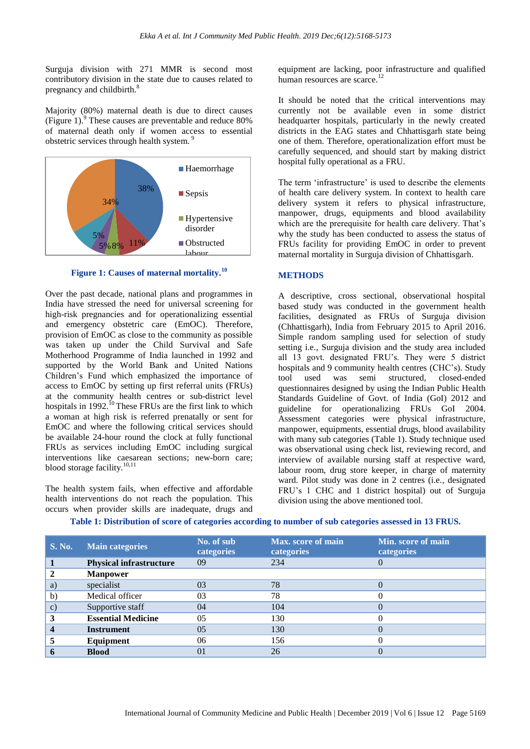Surguja division with 271 MMR is second most contributory division in the state due to causes related to pregnancy and childbirth.[8]

Majority (80%) maternal death is due to direct causes (Figure 1).[9] These causes are preventable and reduce 80% of maternal death only if women access to essential obstetric services through health system.[9]

Figure 1: Causes of maternal mortality.[10]

Over the past decade, national plans and programmes in India have stressed the need for universal screening for high-risk pregnancies and for operationalizing essential and emergency obstetric care (EmOC). Therefore, provision of EmOC as close to the community as possible was taken up under the Child Survival and Safe Motherhood Programme of India launched in 1992 and supported by the World Bank and United Nations Children's Fund which emphasized the importance of access to EmOC by setting up first referral units (FRUs) at the community health centres or sub-district level hospitals in 1992.[10] These FRUs are the first link to which a woman at high risk is referred prenatally or sent for EmOC and where the following critical services should be available 24-hour round the clock at fully functional FRUs as services including EmOC including surgical interventions like caesarean sections; new-born care; blood storage facility.[10,11]

The health system fails, when effective and affordable health interventions do not reach the population. This occurs when provider skills are inadequate, drugs and equipment are lacking, poor infrastructure and qualified human resources are scarce.[12]

It should be noted that the critical interventions may currently not be available even in some district headquarter hospitals, particularly in the newly created districts in the EAG states and Chhattisgarh state being one of them. Therefore, operationalization effort must be carefully sequenced, and should start by making district hospital fully operational as a FRU.

The term 'infrastructure' is used to describe the elements of health care delivery system. In context to health care delivery system it refers to physical infrastructure, manpower, drugs, equipments and blood availability which are the prerequisite for health care delivery. That's why the study has been conducted to assess the status of FRUs facility for providing EmOC in order to prevent maternal mortality in Surguja division of Chhattisgarh.

## METHODS

A descriptive, cross sectional, observational hospital based study was conducted in the government health facilities, designated as FRUs of Surguja division (Chhattisgarh), India from February 2015 to April 2016. Simple random sampling used for selection of study setting i.e., Surguja division and the study area included all 13 govt. designated FRU's. They were 5 district hospitals and 9 community health centres (CHC's). Study tool used was semi structured, closed-ended questionnaires designed by using the Indian Public Health Standards Guideline of Govt. of India (GoI) 2012 and guideline for operationalizing FRUs GoI 2004. Assessment categories were physical infrastructure, manpower, equipments, essential drugs, blood availability with many sub categories (Table 1). Study technique used was observational using check list, reviewing record, and interview of available nursing staff at respective ward, labour room, drug store keeper, in charge of maternity ward. Pilot study was done in 2 centres (i.e., designated FRU's 1 CHC and 1 district hospital) out of Surguja division using the above mentioned tool.

**Table 1: Distribution of score of categories according to number of sub categories assessed in 13 FRUS.**

| S. No. | Main categories | No. of sub categories | Max. score of main categories | Min. score of main categories |
|---|---|---|---|---|
| 1 | **Physical infrastructure** | 09 | 234 | 0 |
| 2 | **Manpower** | | | |
| a) | specialist | 03 | 78 | 0 |
| b) | Medical officer | 03 | 78 | 0 |
| c) | Supportive staff | 04 | 104 | 0 |
| 3 | **Essential Medicine** | 05 | 130 | 0 |
| 4 | **Instrument** | 05 | 130 | 0 |
| 5 | **Equipment** | 06 | 156 | 0 |
| 6 | **Blood** | 01 | 26 | 0 |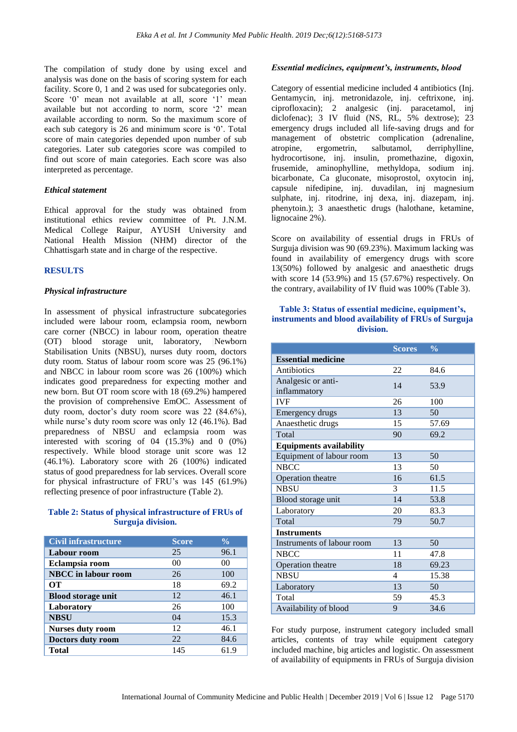The compilation of study done by using excel and analysis was done on the basis of scoring system for each facility. Score 0, 1 and 2 was used for subcategories only. Score '0' mean not available at all, score '1' mean available but not according to norm, score '2' mean available according to norm. So the maximum score of each sub category is 26 and minimum score is '0'. Total score of main categories depended upon number of sub categories. Later sub categories score was compiled to find out score of main categories. Each score was also interpreted as percentage.

### *Ethical statement*

Ethical approval for the study was obtained from institutional ethics review committee of Pt. J.N.M. Medical College Raipur, AYUSH University and National Health Mission (NHM) director of the Chhattisgarh state and in charge of the respective.

## RESULTS

### *Physical infrastructure*

In assessment of physical infrastructure subcategories included were labour room, eclampsia room, newborn care corner (NBCC) in labour room, operation theatre (OT) blood storage unit, laboratory, Newborn Stabilisation Units (NBSU), nurses duty room, doctors duty room. Status of labour room score was 25 (96.1%) and NBCC in labour room score was 26 (100%) which indicates good preparedness for expecting mother and new born. But OT room score with 18 (69.2%) hampered the provision of comprehensive EmOC. Assessment of duty room, doctor's duty room score was 22 (84.6%), while nurse's duty room score was only 12 (46.1%). Bad preparedness of NBSU and eclampsia room was interested with scoring of 04 (15.3%) and 0 (0%) respectively. While blood storage unit score was 12 (46.1%). Laboratory score with 26 (100%) indicated status of good preparedness for lab services. Overall score for physical infrastructure of FRU's was 145 (61.9%) reflecting presence of poor infrastructure (Table 2).

**Table 2: Status of physical infrastructure of FRUs of Surguja division.**

| Civil infrastructure | Score | % |
|---|---|---|
| **Labour room** | 25 | 96.1 |
| **Eclampsia room** | 00 | 00 |
| **NBCC in labour room** | 26 | 100 |
| **OT** | 18 | 69.2 |
| **Blood storage unit** | 12 | 46.1 |
| **Laboratory** | 26 | 100 |
| **NBSU** | 04 | 15.3 |
| **Nurses duty room** | 12 | 46.1 |
| **Doctors duty room** | 22 | 84.6 |
| **Total** | 145 | 61.9 |

### *Essential medicines, equipment's, instruments, blood*

Category of essential medicine included 4 antibiotics (Inj. Gentamycin, inj. metronidazole, inj. ceftrixone, inj. ciprofloxacin); 2 analgesic (inj. paracetamol, inj diclofenac); 3 IV fluid (NS, RL, 5% dextrose); 23 emergency drugs included all life-saving drugs and for management of obstetric complication (adrenaline, atropine, ergometrin, salbutamol, derriphylline, hydrocortisone, inj. insulin, promethazine, digoxin, frusemide, aminophylline, methyldopa, sodium inj. bicarbonate, Ca gluconate, misoprostol, oxytocin inj, capsule nifedipine, inj. duvadilan, inj magnesium sulphate, inj. ritodrine, inj dexa, inj. diazepam, inj. phenytoin.); 3 anaesthetic drugs (halothane, ketamine, lignocaine 2%).

Score on availability of essential drugs in FRUs of Surguja division was 90 (69.23%). Maximum lacking was found in availability of emergency drugs with score 13(50%) followed by analgesic and anaesthetic drugs with score 14 (53.9%) and 15 (57.67%) respectively. On the contrary, availability of IV fluid was 100% (Table 3).

**Table 3: Status of essential medicine, equipment's, instruments and blood availability of FRUs of Surguja division.**

| | Scores | % |
|---|---|---|
| **Essential medicine** | | |
| Antibiotics | 22 | 84.6 |
| Analgesic or anti-inflammatory | 14 | 53.9 |
| IVF | 26 | 100 |
| Emergency drugs | 13 | 50 |
| Anaesthetic drugs | 15 | 57.69 |
| Total | 90 | 69.2 |
| **Equipments availability** | | |
| Equipment of labour room | 13 | 50 |
| NBCC | 13 | 50 |
| Operation theatre | 16 | 61.5 |
| NBSU | 3 | 11.5 |
| Blood storage unit | 14 | 53.8 |
| Laboratory | 20 | 83.3 |
| Total | 79 | 50.7 |
| **Instruments** | | |
| Instruments of labour room | 13 | 50 |
| NBCC | 11 | 47.8 |
| Operation theatre | 18 | 69.23 |
| NBSU | 4 | 15.38 |
| Laboratory | 13 | 50 |
| Total | 59 | 45.3 |
| Availability of blood | 9 | 34.6 |

For study purpose, instrument category included small articles, contents of tray while equipment category included machine, big articles and logistic. On assessment of availability of equipments in FRUs of Surguja division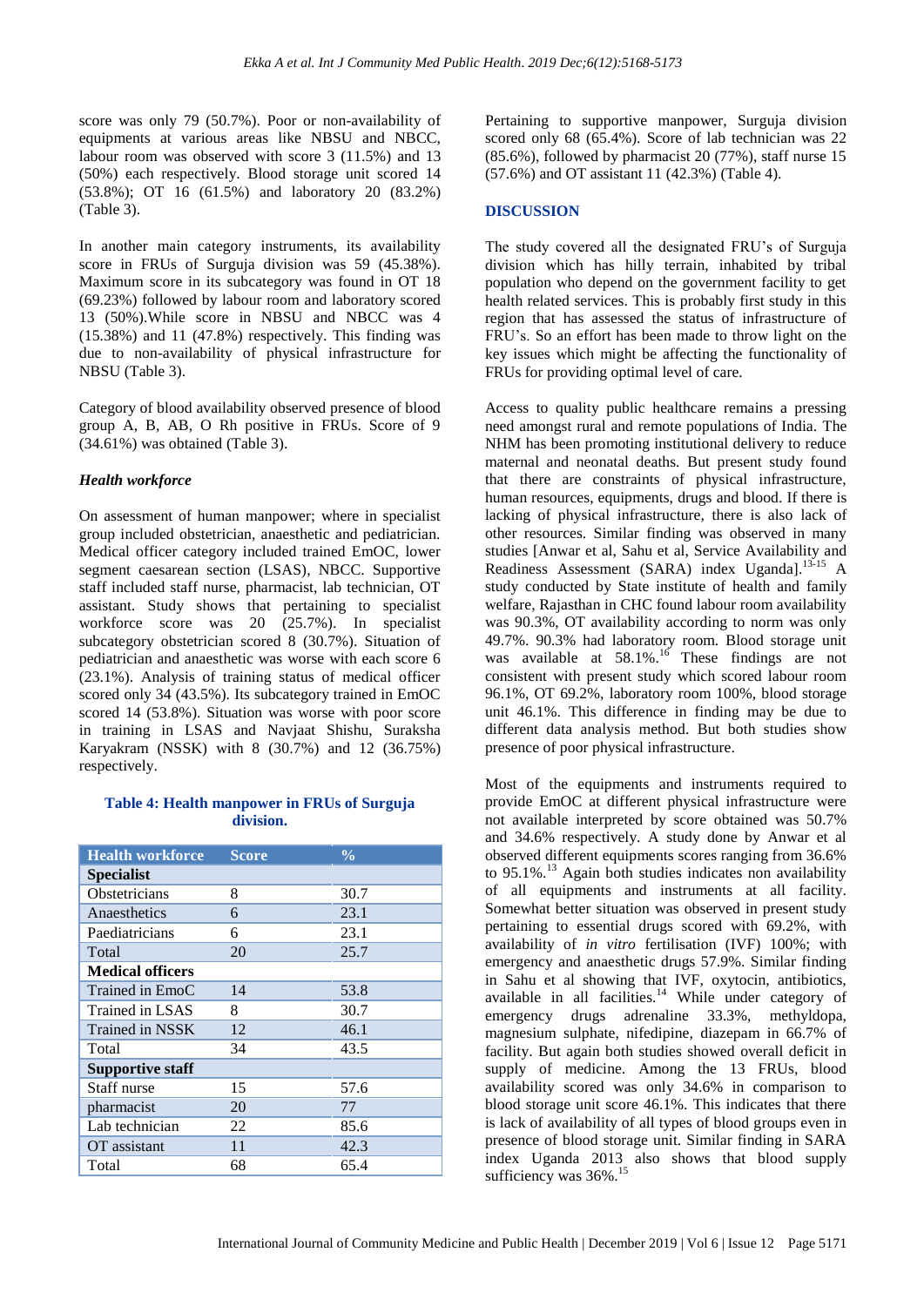score was only 79 (50.7%). Poor or non-availability of equipments at various areas like NBSU and NBCC, labour room was observed with score 3 (11.5%) and 13 (50%) each respectively. Blood storage unit scored 14 (53.8%); OT 16 (61.5%) and laboratory 20 (83.2%) (Table 3).

In another main category instruments, its availability score in FRUs of Surguja division was 59 (45.38%). Maximum score in its subcategory was found in OT 18 (69.23%) followed by labour room and laboratory scored 13 (50%).While score in NBSU and NBCC was 4 (15.38%) and 11 (47.8%) respectively. This finding was due to non-availability of physical infrastructure for NBSU (Table 3).

Category of blood availability observed presence of blood group A, B, AB, O Rh positive in FRUs. Score of 9 (34.61%) was obtained (Table 3).

### *Health workforce*

On assessment of human manpower; where in specialist group included obstetrician, anaesthetic and pediatrician. Medical officer category included trained EmOC, lower segment caesarean section (LSAS), NBCC. Supportive staff included staff nurse, pharmacist, lab technician, OT assistant. Study shows that pertaining to specialist workforce score was 20 (25.7%). In specialist subcategory obstetrician scored 8 (30.7%). Situation of pediatrician and anaesthetic was worse with each score 6 (23.1%). Analysis of training status of medical officer scored only 34 (43.5%). Its subcategory trained in EmOC scored 14 (53.8%). Situation was worse with poor score in training in LSAS and Navjaat Shishu, Suraksha Karyakram (NSSK) with 8 (30.7%) and 12 (36.75%) respectively.

**Table 4: Health manpower in FRUs of Surguja division.**

| Health workforce | Score | % |
|---|---|---|
| **Specialist** | | |
| Obstetricians | 8 | 30.7 |
| Anaesthetics | 6 | 23.1 |
| Paediatricians | 6 | 23.1 |
| Total | 20 | 25.7 |
| **Medical officers** | | |
| Trained in EmoC | 14 | 53.8 |
| Trained in LSAS | 8 | 30.7 |
| Trained in NSSK | 12 | 46.1 |
| Total | 34 | 43.5 |
| **Supportive staff** | | |
| Staff nurse | 15 | 57.6 |
| pharmacist | 20 | 77 |
| Lab technician | 22 | 85.6 |
| OT assistant | 11 | 42.3 |
| Total | 68 | 65.4 |

Pertaining to supportive manpower, Surguja division scored only 68 (65.4%). Score of lab technician was 22 (85.6%), followed by pharmacist 20 (77%), staff nurse 15 (57.6%) and OT assistant 11 (42.3%) (Table 4).

## DISCUSSION

The study covered all the designated FRU's of Surguja division which has hilly terrain, inhabited by tribal population who depend on the government facility to get health related services. This is probably first study in this region that has assessed the status of infrastructure of FRU's. So an effort has been made to throw light on the key issues which might be affecting the functionality of FRUs for providing optimal level of care.

Access to quality public healthcare remains a pressing need amongst rural and remote populations of India. The NHM has been promoting institutional delivery to reduce maternal and neonatal deaths. But present study found that there are constraints of physical infrastructure, human resources, equipments, drugs and blood. If there is lacking of physical infrastructure, there is also lack of other resources. Similar finding was observed in many studies [Anwar et al, Sahu et al, Service Availability and Readiness Assessment (SARA) index Uganda].[13-15] A study conducted by State institute of health and family welfare, Rajasthan in CHC found labour room availability was 90.3%, OT availability according to norm was only 49.7%. 90.3% had laboratory room. Blood storage unit was available at 58.1%.[16] These findings are not consistent with present study which scored labour room 96.1%, OT 69.2%, laboratory room 100%, blood storage unit 46.1%. This difference in finding may be due to different data analysis method. But both studies show presence of poor physical infrastructure.

Most of the equipments and instruments required to provide EmOC at different physical infrastructure were not available interpreted by score obtained was 50.7% and 34.6% respectively. A study done by Anwar et al observed different equipments scores ranging from 36.6% to 95.1%.[13] Again both studies indicates non availability of all equipments and instruments at all facility. Somewhat better situation was observed in present study pertaining to essential drugs scored with 69.2%, with availability of *in vitro* fertilisation (IVF) 100%; with emergency and anaesthetic drugs 57.9%. Similar finding in Sahu et al showing that IVF, oxytocin, antibiotics, available in all facilities.[14] While under category of emergency drugs adrenaline 33.3%, methyldopa, magnesium sulphate, nifedipine, diazepam in 66.7% of facility. But again both studies showed overall deficit in supply of medicine. Among the 13 FRUs, blood availability scored was only 34.6% in comparison to blood storage unit score 46.1%. This indicates that there is lack of availability of all types of blood groups even in presence of blood storage unit. Similar finding in SARA index Uganda 2013 also shows that blood supply sufficiency was 36%.[15]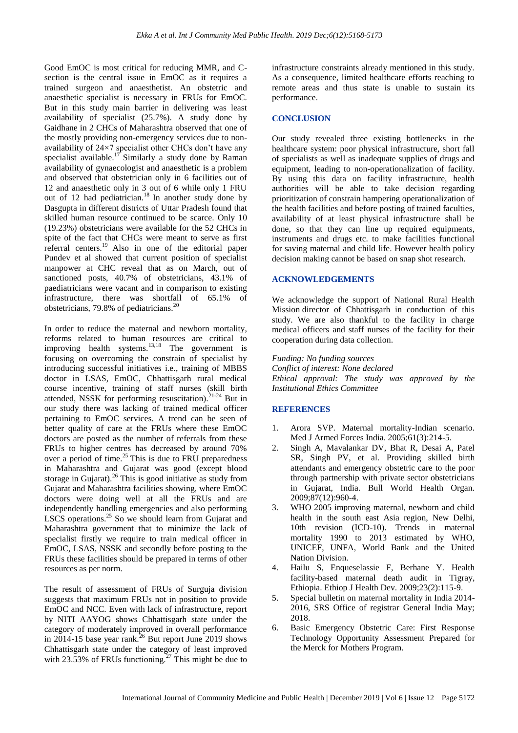Good EmOC is most critical for reducing MMR, and C-section is the central issue in EmOC as it requires a trained surgeon and anaesthetist. An obstetric and anaesthetic specialist is necessary in FRUs for EmOC. But in this study main barrier in delivering was least availability of specialist (25.7%). A study done by Gaidhane in 2 CHCs of Maharashtra observed that one of the mostly providing non-emergency services due to non-availability of 24×7 specialist other CHCs don't have any specialist available.[17] Similarly a study done by Raman availability of gynaecologist and anaesthetic is a problem and observed that obstetrician only in 6 facilities out of 12 and anaesthetic only in 3 out of 6 while only 1 FRU out of 12 had pediatrician.[18] In another study done by Dasgupta in different districts of Uttar Pradesh found that skilled human resource continued to be scarce. Only 10 (19.23%) obstetricians were available for the 52 CHCs in spite of the fact that CHCs were meant to serve as first referral centers.[19] Also in one of the editorial paper Pundev et al showed that current position of specialist manpower at CHC reveal that as on March, out of sanctioned posts, 40.7% of obstetricians, 43.1% of paediatricians were vacant and in comparison to existing infrastructure, there was shortfall of 65.1% of obstetricians, 79.8% of pediatricians.[20]

In order to reduce the maternal and newborn mortality, reforms related to human resources are critical to improving health systems.[13,18] The government is focusing on overcoming the constrain of specialist by introducing successful initiatives i.e., training of MBBS doctor in LSAS, EmOC, Chhattisgarh rural medical course incentive, training of staff nurses (skill birth attended, NSSK for performing resuscitation).[21-24] But in our study there was lacking of trained medical officer pertaining to EmOC services. A trend can be seen of better quality of care at the FRUs where these EmOC doctors are posted as the number of referrals from these FRUs to higher centres has decreased by around 70% over a period of time.[25] This is due to FRU preparedness in Maharashtra and Gujarat was good (except blood storage in Gujarat).[26] This is good initiative as study from Gujarat and Maharashtra facilities showing, where EmOC doctors were doing well at all the FRUs and are independently handling emergencies and also performing LSCS operations.[25] So we should learn from Gujarat and Maharashtra government that to minimize the lack of specialist firstly we require to train medical officer in EmOC, LSAS, NSSK and secondly before posting to the FRUs these facilities should be prepared in terms of other resources as per norm.

The result of assessment of FRUs of Surguja division suggests that maximum FRUs not in position to provide EmOC and NCC. Even with lack of infrastructure, report by NITI AAYOG shows Chhattisgarh state under the category of moderately improved in overall performance in 2014-15 base year rank.[26] But report June 2019 shows Chhattisgarh state under the category of least improved with 23.53% of FRUs functioning.[27] This might be due to infrastructure constraints already mentioned in this study. As a consequence, limited healthcare efforts reaching to remote areas and thus state is unable to sustain its performance.

## CONCLUSION

Our study revealed three existing bottlenecks in the healthcare system: poor physical infrastructure, short fall of specialists as well as inadequate supplies of drugs and equipment, leading to non-operationalization of facility. By using this data on facility infrastructure, health authorities will be able to take decision regarding prioritization of constrain hampering operationalization of the health facilities and before posting of trained faculties, availability of at least physical infrastructure shall be done, so that they can line up required equipments, instruments and drugs etc. to make facilities functional for saving maternal and child life. However health policy decision making cannot be based on snap shot research.

## ACKNOWLEDGEMENTS

We acknowledge the support of National Rural Health Mission director of Chhattisgarh in conduction of this study. We are also thankful to the facility in charge medical officers and staff nurses of the facility for their cooperation during data collection.

*Funding: No funding sources*
*Conflict of interest: None declared*
*Ethical approval: The study was approved by the Institutional Ethics Committee*

## REFERENCES

1. Arora SVP. Maternal mortality-Indian scenario. Med J Armed Forces India. 2005;61(3):214-5.
2. Singh A, Mavalankar DV, Bhat R, Desai A, Patel SR, Singh PV, et al. Providing skilled birth attendants and emergency obstetric care to the poor through partnership with private sector obstetricians in Gujarat, India. Bull World Health Organ. 2009;87(12):960-4.
3. WHO 2005 improving maternal, newborn and child health in the south east Asia region, New Delhi, 10th revision (ICD-10). Trends in maternal mortality 1990 to 2013 estimated by WHO, UNICEF, UNFA, World Bank and the United Nation Division.
4. Hailu S, Enqueselassie F, Berhane Y. Health facility-based maternal death audit in Tigray, Ethiopia. Ethiop J Health Dev. 2009;23(2):115-9.
5. Special bulletin on maternal mortality in India 2014-2016, SRS Office of registrar General India May; 2018.
6. Basic Emergency Obstetric Care: First Response Technology Opportunity Assessment Prepared for the Merck for Mothers Program.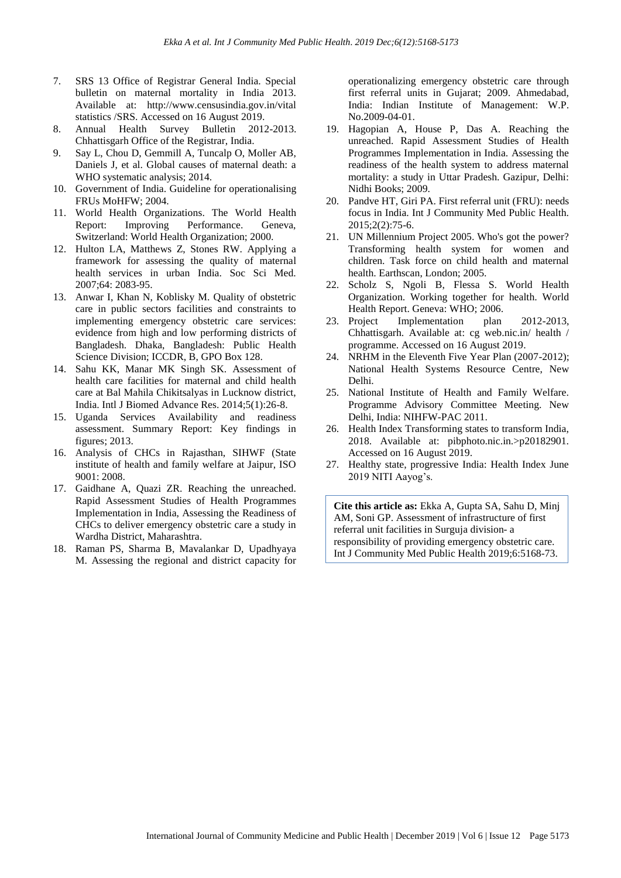7. SRS 13 Office of Registrar General India. Special bulletin on maternal mortality in India 2013. Available at: http://www.censusindia.gov.in/vital statistics /SRS. Accessed on 16 August 2019.
8. Annual Health Survey Bulletin 2012-2013. Chhattisgarh Office of the Registrar, India.
9. Say L, Chou D, Gemmill A, Tuncalp O, Moller AB, Daniels J, et al. Global causes of maternal death: a WHO systematic analysis; 2014.
10. Government of India. Guideline for operationalising FRUs MoHFW; 2004.
11. World Health Organizations. The World Health Report: Improving Performance. Geneva, Switzerland: World Health Organization; 2000.
12. Hulton LA, Matthews Z, Stones RW. Applying a framework for assessing the quality of maternal health services in urban India. Soc Sci Med. 2007;64: 2083-95.
13. Anwar I, Khan N, Koblisky M. Quality of obstetric care in public sectors facilities and constraints to implementing emergency obstetric care services: evidence from high and low performing districts of Bangladesh. Dhaka, Bangladesh: Public Health Science Division; ICCDR, B, GPO Box 128.
14. Sahu KK, Manar MK Singh SK. Assessment of health care facilities for maternal and child health care at Bal Mahila Chikitsalyas in Lucknow district, India. Intl J Biomed Advance Res. 2014;5(1):26-8.
15. Uganda Services Availability and readiness assessment. Summary Report: Key findings in figures; 2013.
16. Analysis of CHCs in Rajasthan, SIHWF (State institute of health and family welfare at Jaipur, ISO 9001: 2008.
17. Gaidhane A, Quazi ZR. Reaching the unreached. Rapid Assessment Studies of Health Programmes Implementation in India, Assessing the Readiness of CHCs to deliver emergency obstetric care a study in Wardha District, Maharashtra.
18. Raman PS, Sharma B, Mavalankar D, Upadhyaya M. Assessing the regional and district capacity for operationalizing emergency obstetric care through first referral units in Gujarat; 2009. Ahmedabad, India: Indian Institute of Management: W.P. No.2009-04-01.
19. Hagopian A, House P, Das A. Reaching the unreached. Rapid Assessment Studies of Health Programmes Implementation in India. Assessing the readiness of the health system to address maternal mortality: a study in Uttar Pradesh. Gazipur, Delhi: Nidhi Books; 2009.
20. Pandve HT, Giri PA. First referral unit (FRU): needs focus in India. Int J Community Med Public Health. 2015;2(2):75-6.
21. UN Millennium Project 2005. Who's got the power? Transforming health system for women and children. Task force on child health and maternal health. Earthscan, London; 2005.
22. Scholz S, Ngoli B, Flessa S. World Health Organization. Working together for health. World Health Report. Geneva: WHO; 2006.
23. Project Implementation plan 2012-2013, Chhattisgarh. Available at: cg web.nic.in/ health / programme. Accessed on 16 August 2019.
24. NRHM in the Eleventh Five Year Plan (2007-2012); National Health Systems Resource Centre, New Delhi.
25. National Institute of Health and Family Welfare. Programme Advisory Committee Meeting. New Delhi, India: NIHFW-PAC 2011.
26. Health Index Transforming states to transform India, 2018. Available at: pibphoto.nic.in.>p20182901. Accessed on 16 August 2019.
27. Healthy state, progressive India: Health Index June 2019 NITI Aayog's.

**Cite this article as:** Ekka A, Gupta SA, Sahu D, Minj AM, Soni GP. Assessment of infrastructure of first referral unit facilities in Surguja division- a responsibility of providing emergency obstetric care. Int J Community Med Public Health 2019;6:5168-73.